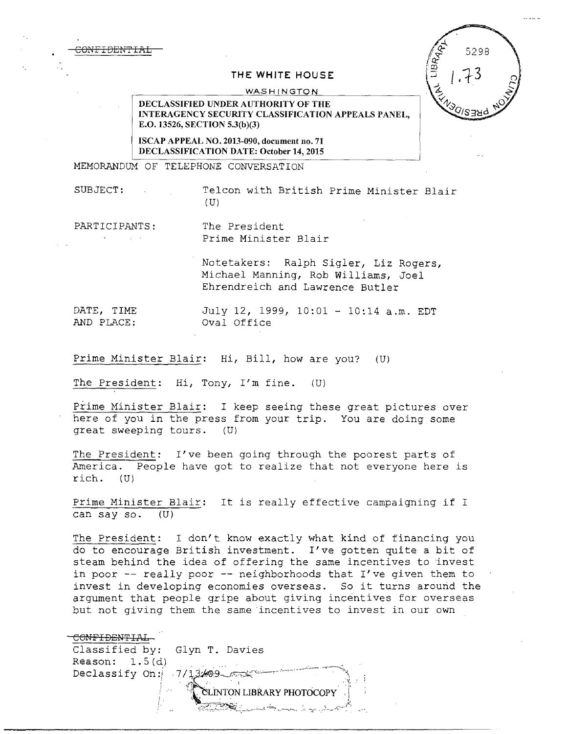~~CONFIDENTIAL~~

THE WHITE HOUSE

WASHINGTON

DECLASSIFIED UNDER AUTHORITY OF THE INTERAGENCY SECURITY CLASSIFICATION APPEALS PANEL, E.O. 13526, SECTION 5.3(b)(3)

ISCAP APPEAL NO. 2013-090, document no. 71
DECLASSIFICATION DATE: October 14, 2015

CLINTON PRESIDENTIAL LIBRARY 5298 1.73

MEMORANDUM OF TELEPHONE CONVERSATION

SUBJECT: Telcon with British Prime Minister Blair (U)

PARTICIPANTS: The President
Prime Minister Blair

Notetakers: Ralph Sigler, Liz Rogers, Michael Manning, Rob Williams, Joel Ehrendreich and Lawrence Butler

DATE, TIME AND PLACE: July 12, 1999, 10:01 - 10:14 a.m. EDT
Oval Office

Prime Minister Blair: Hi, Bill, how are you? (U)

The President: Hi, Tony, I'm fine. (U)

Prime Minister Blair: I keep seeing these great pictures over here of you in the press from your trip. You are doing some great sweeping tours. (U)

The President: I've been going through the poorest parts of America. People have got to realize that not everyone here is rich. (U)

Prime Minister Blair: It is really effective campaigning if I can say so. (U)

The President: I don't know exactly what kind of financing you do to encourage British investment. I've gotten quite a bit of steam behind the idea of offering the same incentives to invest in poor -- really poor -- neighborhoods that I've given them to invest in developing economies overseas. So it turns around the argument that people gripe about giving incentives for overseas but not giving them the same incentives to invest in our own

~~CONFIDENTIAL~~
Classified by: Glyn T. Davies
Reason: 1.5(d)
Declassify On: 7/13/09

CLINTON LIBRARY PHOTOCOPY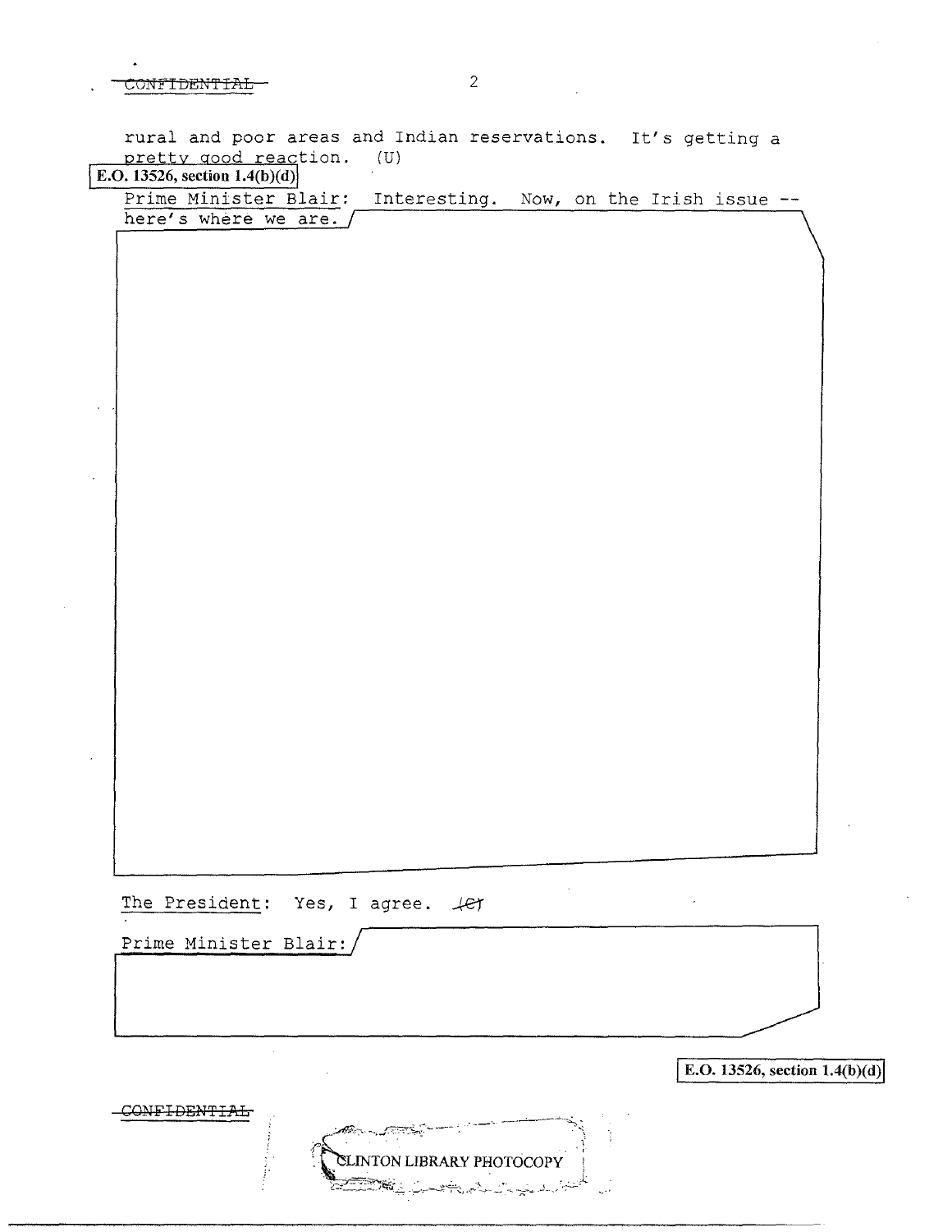rural and poor areas and Indian reservations. It's getting a pretty good reaction. (U)

E.O. 13526, section 1.4(b)(d)

Prime Minister Blair: Interesting. Now, on the Irish issue -- here's where we are.

The President: Yes, I agree. (C)

Prime Minister Blair:

E.O. 13526, section 1.4(b)(d)

CONFIDENTIAL

CLINTON LIBRARY PHOTOCOPY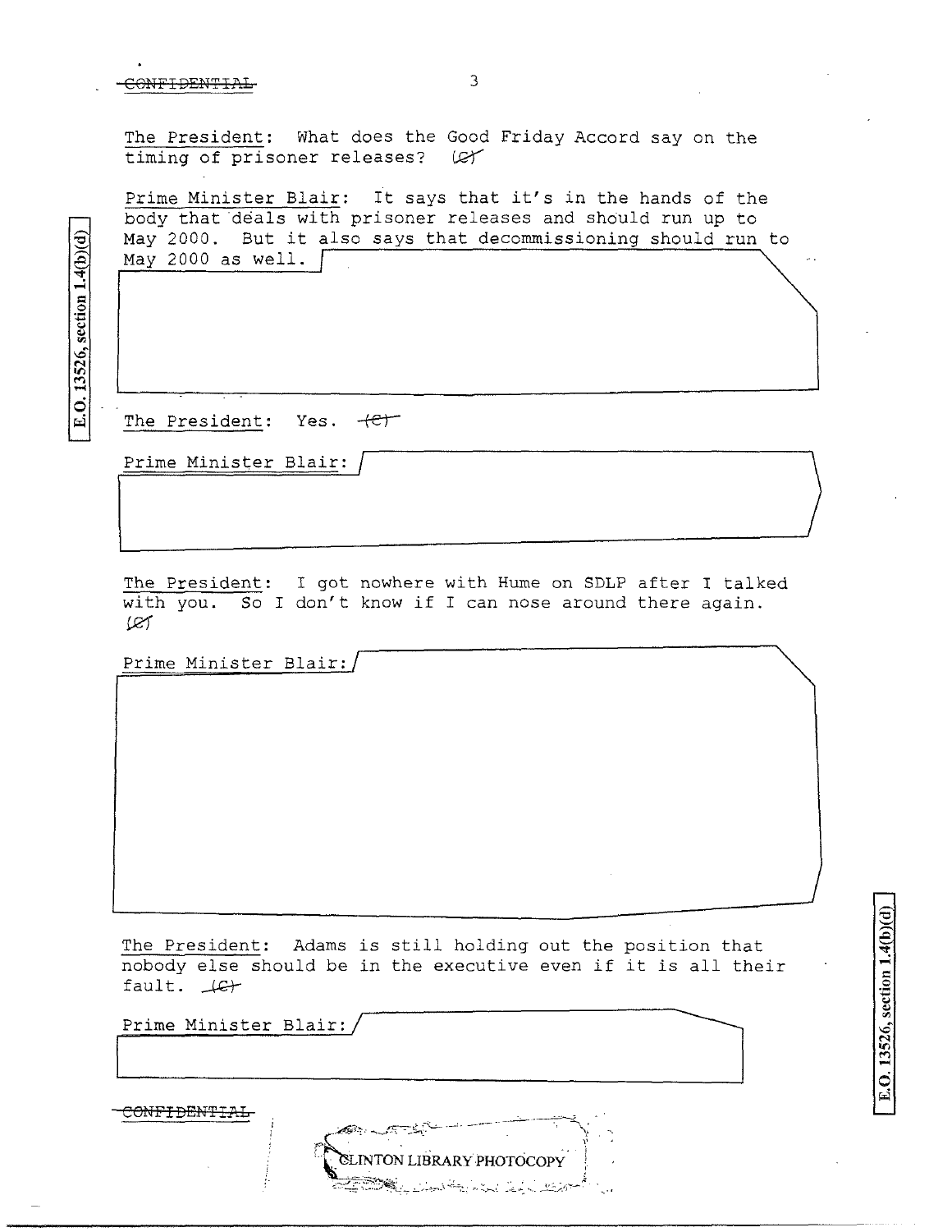~~CONFIDENTIAL~~

The President: What does the Good Friday Accord say on the timing of prisoner releases? (C)

Prime Minister Blair: It says that it's in the hands of the body that deals with prisoner releases and should run up to May 2000. But it also says that decommissioning should run to May 2000 as well.

E.O. 13526, section 1.4(b)(d)

The President: Yes. (C)

Prime Minister Blair:

The President: I got nowhere with Hume on SDLP after I talked with you. So I don't know if I can nose around there again. (C)

Prime Minister Blair:

The President: Adams is still holding out the position that nobody else should be in the executive even if it is all their fault. (C)

Prime Minister Blair:

E.O. 13526, section 1.4(b)(d)

~~CONFIDENTIAL~~

CLINTON LIBRARY PHOTOCOPY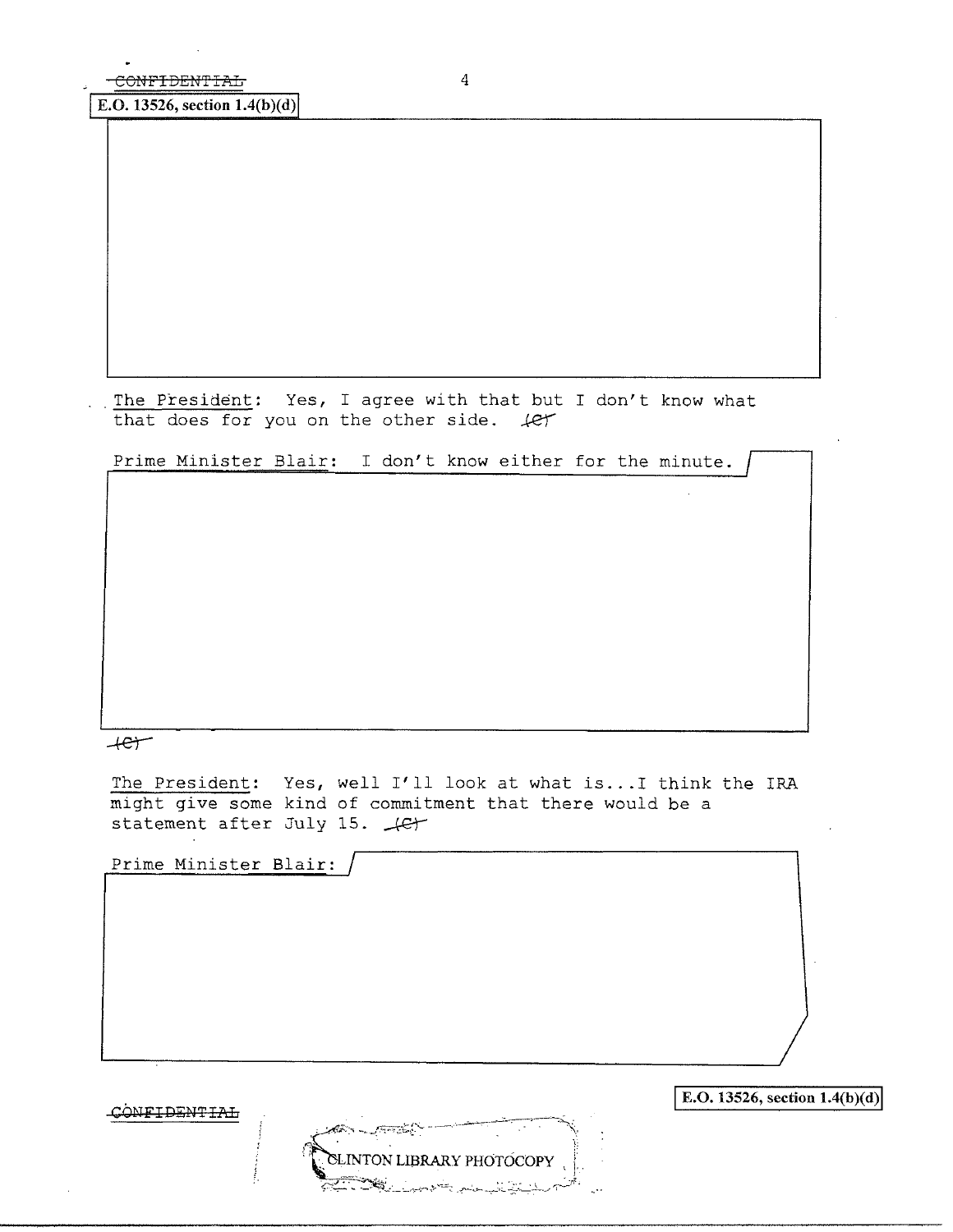~~CONFIDENTIAL~~

E.O. 13526, section 1.4(b)(d)

The President: Yes, I agree with that but I don't know what that does for you on the other side. ~~(C)~~

Prime Minister Blair: I don't know either for the minute.

~~(C)~~

The President: Yes, well I'll look at what is...I think the IRA might give some kind of commitment that there would be a statement after July 15. ~~(C)~~

Prime Minister Blair:

~~CONFIDENTIAL~~

E.O. 13526, section 1.4(b)(d)

CLINTON LIBRARY PHOTOCOPY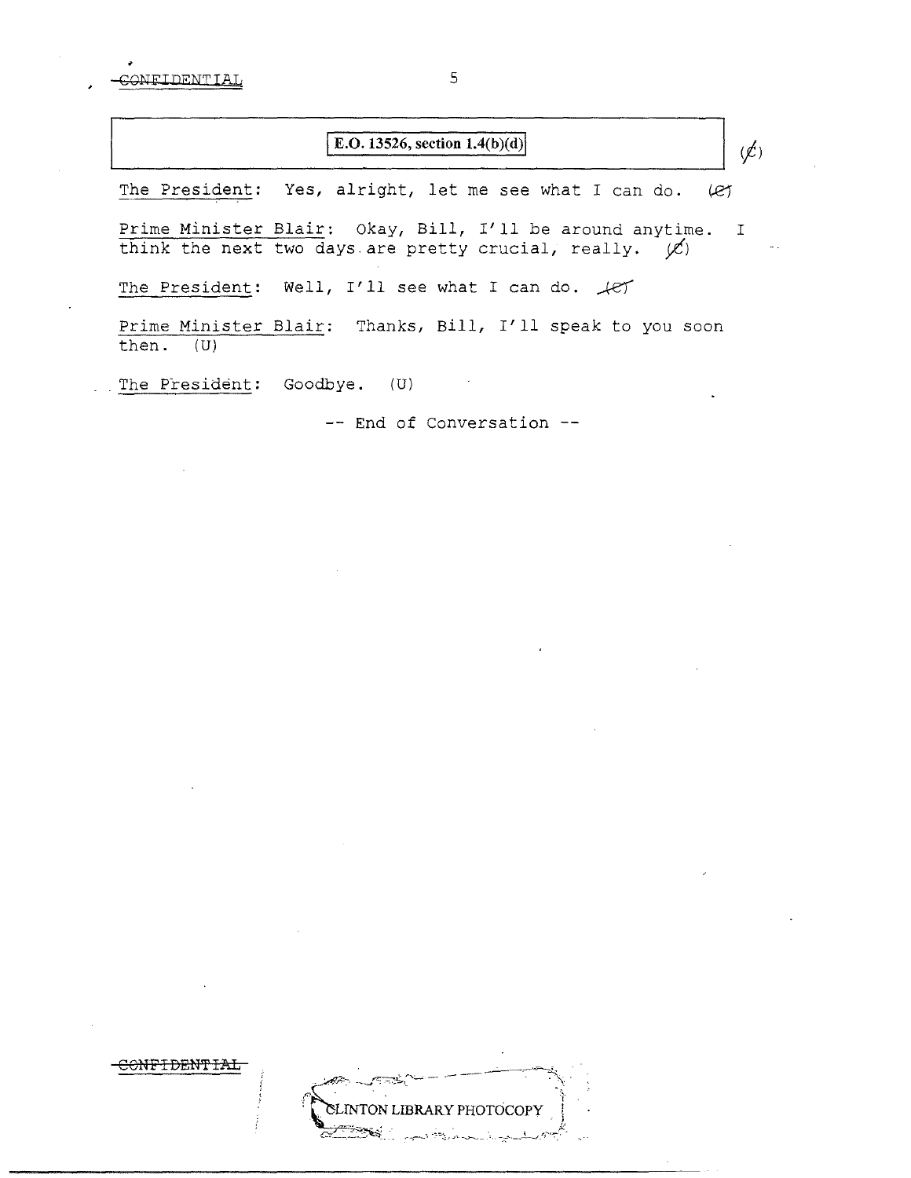CONFIDENTIAL

E.O. 13526, section 1.4(b)(d) (C)

The President: Yes, alright, let me see what I can do. (C)

Prime Minister Blair: Okay, Bill, I'll be around anytime. I think the next two days are pretty crucial, really. (C)

The President: Well, I'll see what I can do. (C)

Prime Minister Blair: Thanks, Bill, I'll speak to you soon then. (U)

The President: Goodbye. (U)

-- End of Conversation --

CONFIDENTIAL

CLINTON LIBRARY PHOTOCOPY